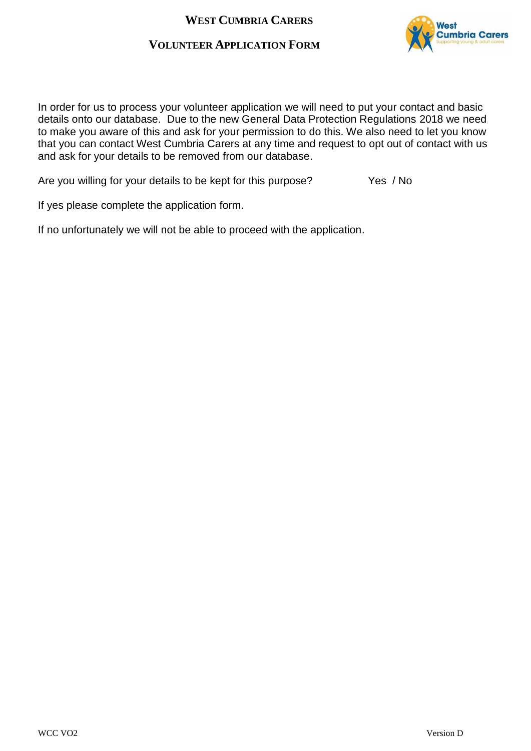# West Cumbria Carers

## Volunteer Application Form

In order for us to process your volunteer application we will need to put your contact and basic details onto our database. Due to the new General Data Protection Regulations 2018 we need to make you aware of this and ask for your permission to do this. We also need to let you know that you can contact West Cumbria Carers at any time and request to opt out of contact with us and ask for your details to be removed from our database.

Are you willing for your details to be kept for this purpose? Yes / No

If yes please complete the application form.

If no unfortunately we will not be able to proceed with the application.

WCC VO2 Version D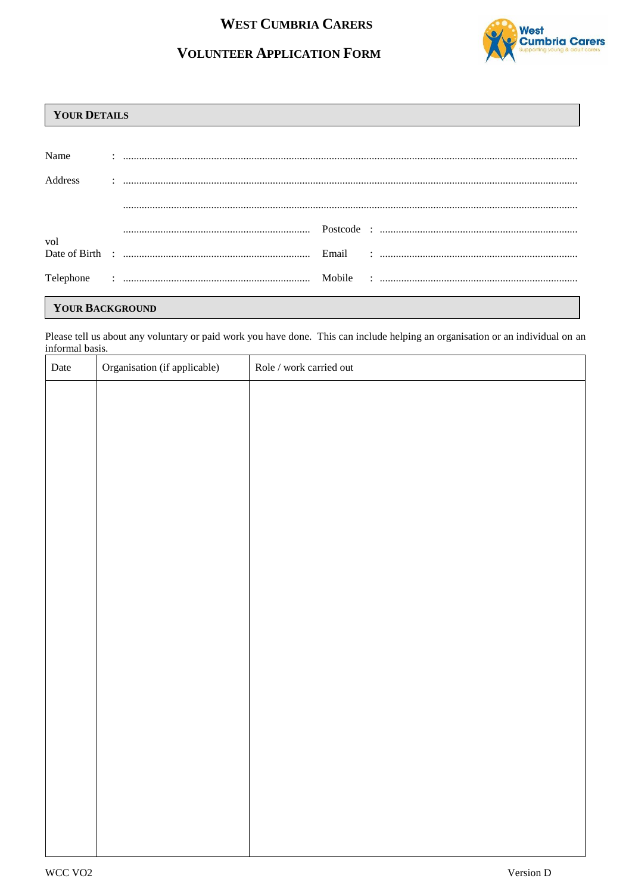# West Cumbria Carers

## Volunteer Application Form

### Your Details

Name : ..........................................................................................

Address : ..........................................................................................

..........................................................................................

.................................................... Postcode : ....................................................

vol

Date of Birth : .................................................... Email : ....................................................

Telephone : .................................................... Mobile : ....................................................

### Your Background

Please tell us about any voluntary or paid work you have done. This can include helping an organisation or an individual on an informal basis.

| Date | Organisation (if applicable) | Role / work carried out |
|---|---|---|
| | | |

WCC VO2 Version D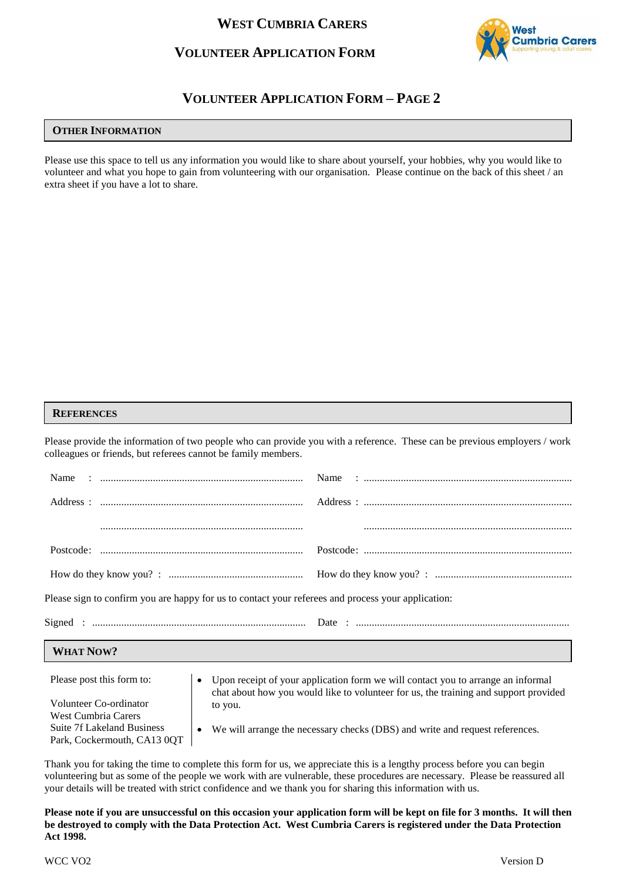# West Cumbria Carers

## Volunteer Application Form

## Volunteer Application Form – Page 2

### Other Information

Please use this space to tell us any information you would like to share about yourself, your hobbies, why you would like to volunteer and what you hope to gain from volunteering with our organisation. Please continue on the back of this sheet / an extra sheet if you have a lot to share.

### References

Please provide the information of two people who can provide you with a reference. These can be previous employers / work colleagues or friends, but referees cannot be family members.

| | |
|---|---|
| Name : ........................................................................... | Name : ........................................................................... |
| Address : ........................................................................... | Address : ........................................................................... |
| ........................................................................... | ........................................................................... |
| Postcode: ........................................................................... | Postcode: ........................................................................... |
| How do they know you? : .................................................. | How do they know you? : .................................................. |

Please sign to confirm you are happy for us to contact your referees and process your application:

Signed : ........................................................................... Date : ...........................................................................

### What Now?

Please post this form to:

Volunteer Co-ordinator
West Cumbria Carers
Suite 7f Lakeland Business Park, Cockermouth, CA13 0QT

- Upon receipt of your application form we will contact you to arrange an informal chat about how you would like to volunteer for us, the training and support provided to you.
- We will arrange the necessary checks (DBS) and write and request references.

Thank you for taking the time to complete this form for us, we appreciate this is a lengthy process before you can begin volunteering but as some of the people we work with are vulnerable, these procedures are necessary. Please be reassured all your details will be treated with strict confidence and we thank you for sharing this information with us.

**Please note if you are unsuccessful on this occasion your application form will be kept on file for 3 months. It will then be destroyed to comply with the Data Protection Act. West Cumbria Carers is registered under the Data Protection Act 1998.**

WCC VO2 Version D